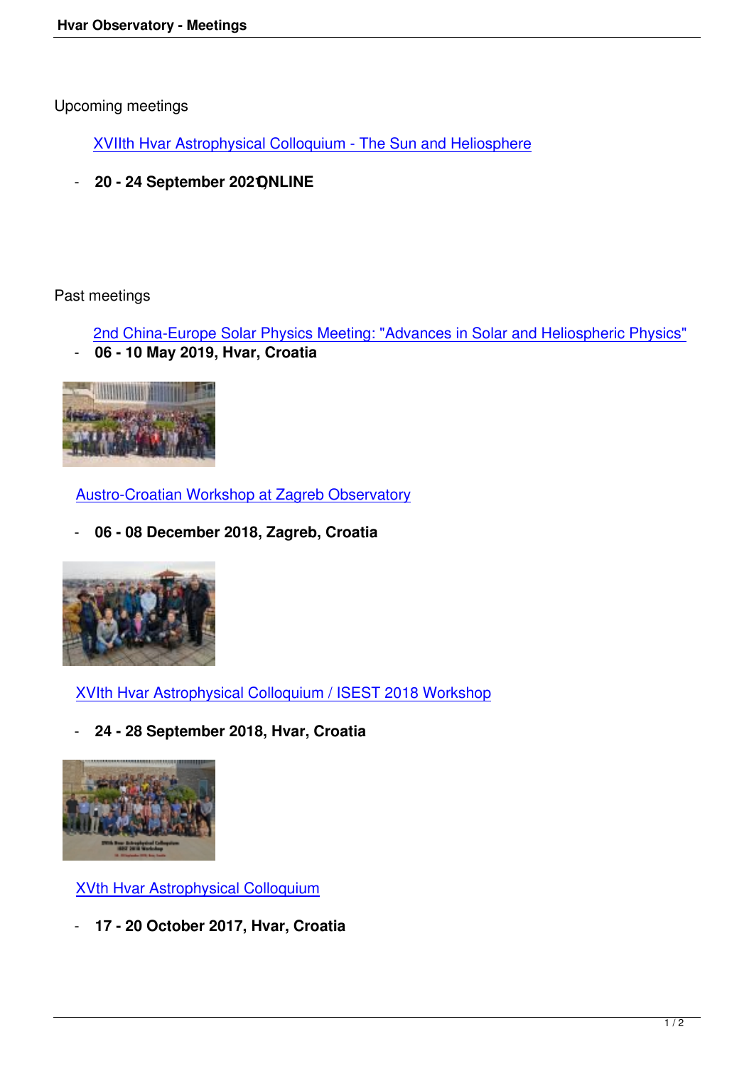Upcoming meetings

[XVIIth Hvar Astrophysical Colloquium - The Sun and Heliosphere]

- **20 - 24 September 2021, ONLINE**

Past meetings

[2nd China-Europe Solar Physics Meeting: "Advances in Solar and Heliospheric Physics"]

- **06 - 10 May 2019, Hvar, Croatia**

[Austro-Croatian Workshop at Zagreb Observatory]

- **06 - 08 December 2018, Zagreb, Croatia**

[XVIth Hvar Astrophysical Colloquium / ISEST 2018 Workshop]

- **24 - 28 September 2018, Hvar, Croatia**

[XVth Hvar Astrophysical Colloquium]

- **17 - 20 October 2017, Hvar, Croatia**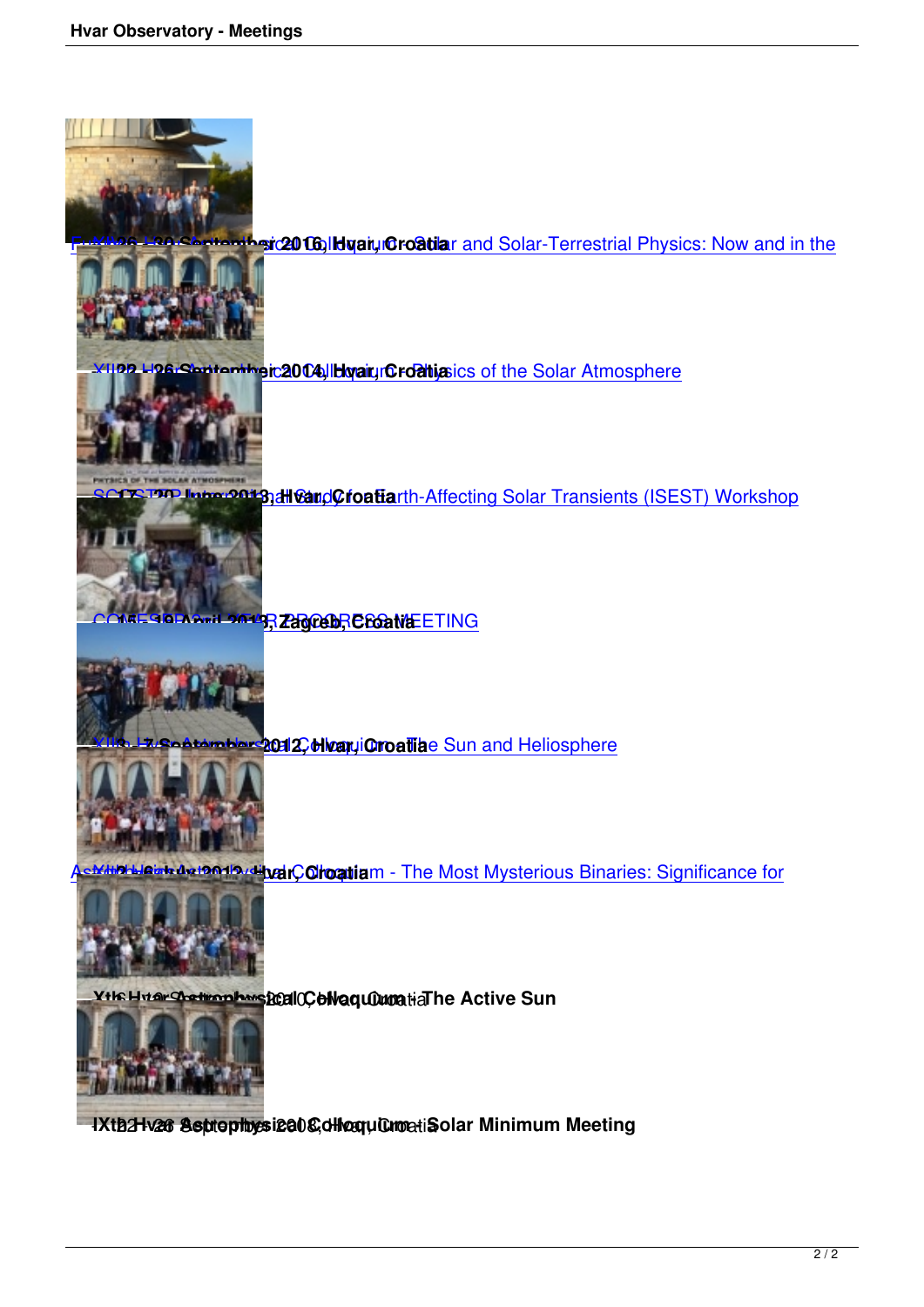[Solar and Solar-Terrestrial Physics: Now and in the Future](#)

**26-30 September 2016, Hvar, Croatia**

[XIIIth Hvar Astrophysical Colloquium - Physics of the Solar Atmosphere](#)

**22-26 September 2014, Hvar, Croatia**

[SCOSTEP International Study of Earth-Affecting Solar Transients (ISEST) Workshop](#)

**17-20 2013, Hvar, Croatia**

[COMESEP PROGRESS MEETING](#)

**April 2013, Zagreb, Croatia**

[XIIth Hvar Astrophysical Colloquium - The Sun and Heliosphere](#)

**September 2012, Hvar, Croatia**

[XIth Hvar Astrophysical Colloquium - The Most Mysterious Binaries: Significance for Astrophysics](#)

**2011, Hvar, Croatia**

**Xth Hvar Astrophysical Colloquium - The Active Sun**

2010, Hvar, Croatia

**IXth Hvar Astrophysical Colloquium - Solar Minimum Meeting**

22-26 September 2008, Hvar, Croatia